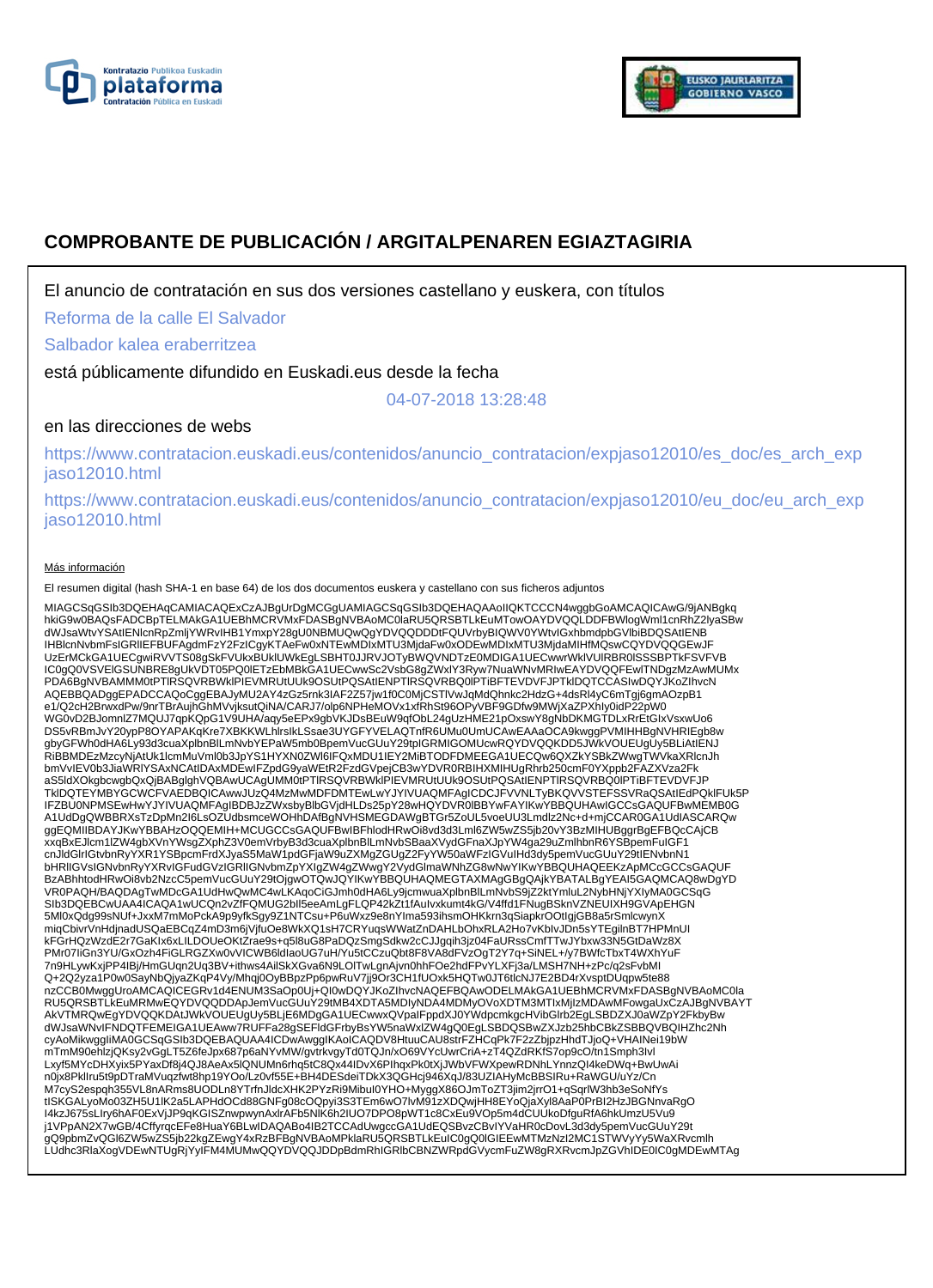# COMPROBANTE DE PUBLICACIÓN / ARGITALPENAREN EGIAZTAGIRIA

El anuncio de contratación en sus dos versiones castellano y euskera, con títulos

Reforma de la calle El Salvador

Salbador kalea eraberritzea

está públicamente difundido en Euskadi.eus desde la fecha

04-07-2018 13:28:48

en las direcciones de webs

https://www.contratacion.euskadi.eus/contenidos/anuncio_contratacion/expjaso12010/es_doc/es_arch_expjaso12010.html

https://www.contratacion.euskadi.eus/contenidos/anuncio_contratacion/expjaso12010/eu_doc/eu_arch_expjaso12010.html

Más información

El resumen digital (hash SHA-1 en base 64) de los dos documentos euskera y castellano con sus ficheros adjuntos

MIAGCSqGSIb3DQEHAqCAMIACAQExCzAJBgUrDgMCGgUAMIAGCSqGSIb3DQEHAQAAoIIQKTCCCN4wggbGoAMCAQICAwG/9jANBgkqhkiG9w0BAQsFADCBpTELMAkGA1UEBhMCRVMxFDASBgNVBAoMC0laRU5QRSBTLkEuMTowOAYDVQQLDDFBWlogWml1cnRhZ2lyaSBwdWJsaWtvYSAtIENlcnRpZmljYWRvIHB1YmxpY28gU0NBMUQwQgYDVQQDDDtFQUVrbyBIQWV0YWtvIGxhbmdpbGVlbiBDQSAtIENBIHBlcnNvbmFsIGRlIEFBUFAgdmFzY2FzICgyKTAeFw0xNTEwMDIxMTU3MjdaFw0xODEwMDIxMTU3MjdaMIHfMQswCQYDVQQGEwJFUzErMCkGA1UECgwiRVVTS08gSkFVUkxBUklUWkEgLSBHT0JJRVJOTyBWQVNDTzE0MDIGA1UECwwrWklVUlRBR0lSSSBPTkFSVFVBIC0gQ0VSVElGSUNBRE8gUkVDT05PQ0lETzEbMBkGA1UECwwSc2VsbG8gZWxlY3Ryw7NuaWNvMRIwEAYDVQQFEwlTNDgzMzAwMUMxPDA6BgNVBAMMM0tPTlRSQVRBWklPIEVMRUtUUk9OSUtPQSAtIENPTlRSQVRBQ0lPTiBFTEVDVFJPTklDQTCCASIwDQYJKoZIhvcNAQEBBQADggEPADCCAQoCggEBAJyMU2AY4zGz5rnk3IAF2Z57jw1f0C0MjCSTlVwJqMdQhnkc2HdzG+4dsRl4yC6mTgj6gmAOzpB1e1/Q2cH2BrwxdPw/9nrTBrAujhGhMVvjksutQiNA/CARJ7/olp6NPHeMOVx1xfRhSt96OPyVBF9GDfw9MWjXaZPXhly0idP22pW0WG0vD2BJomnlZ7MQUJ7qpKQpG1V9UHA/aqy5eEPx9gbVKJDsBEuW9qfObL24gUzHME21pOxswY8gNbDKMGTDLxRrEtGIxVsxwUo6DS5vRBmJvY20ypP8OYAPAKqKre7XBKKWLhlrslkLSsae3UYGFYVELAQTnfR6UMu0UmUCAwEAAaOCA9kwggPVMIHHBgNVHRIEgb8wgbyGFWh0dHA6Ly93d3cuaXplbnBlLmNvbYEPaW5mb0BpemVucGUuY29tpIGRMIGOMUcwRQYDVQQKDD5JWkVOUEUgUy5BLiAtIENJRiBBMDEzMzcyNjAtUk1lcmMuVml0b3JpYS1HYXN0ZWl6IFQxMDU1IEY2MiBTODFDMEEGA1UECQw6QXZkYSBkZWwgTWVkaXRlcnJhbmVvIEV0b3JiaWRlYSAxNCAtIDAxMDEwIFZpdG9yaWEtR2FzdGVpejCB3wYDVR0RBIHXMIHUgRhrb250cmF0YXppb2FAZXVza2FkaS5ldXOkgbcwgbQxQjBABglghVQBAwUCAgUMM0tPTlRSQVRBWklPIEVMRUtUUk9OSUtPQSAtIENPTlRSQVRBQ0lPTiBFTEVDVFJPTklDQTEYMBYGCWCFVAEDBQICAwwJUzQ4MzMwMDFDMTEwLwYJYIVUAQMFAgICDCJFVVNLTyBKQVVSTEFSSVRaQSAtIEdPQklFUk5PIFZBU0NPMSEwHwYJYIVUAQMFAgIBDBJzZWxsbyBlbGVjdHLDs25pY28wHQYDVR0lBBYwFAYIKwYBBQUHAwIGCCsGAQUFBwMEMB0GA1UdDgQWBBRXsTzDpMn2I6LsOZUdbsmceWOHhDAfBgNVHSMEGDAWgBTGr5ZoUL5voeUU3Lmdlz2Nc+d+mjCCAR0GA1UdIASCARQwggEQMIIBDAYJKwYBBAHzOQQEMIH+MCUGCCsGAQUFBwIBFhlodHRwOi8vd3d3Lml6ZW5wZS5jb20vY3BzMIHUBggrBgEFBQcCAjCBxxqBxEJlcm1lZW4gbXVnYWsgZXphZ3V0emVrbyB3d3cuaXplbnBlLmNvbSBaaXVydGFnaXJpYW4gZmlhbnR6YSBpemFuIGF1cnJldGlrIGtvbnRyYXR1YSBpcmFrdXJyaS5MaW1pdGFjaW9uZXMgZGUgZ2FyYW50aWFzIGVuIHd3dy5pemVucGUuY29tIENvbnN1bHRlIGVsIGNvbnRyYXRvIGFudGVzIGRlIGNvbmZpYXIgZW4gZWwgY2VydGlmaWNhZG8wNwYIKwYBBQUHAQEEKzApMCcGCCsGAQUFBzABhhtodHRwOi8vb2NzcC5pemVucGUuY29tOjgwOTQwJQYIKwYBBQUHAQMEGTAXMAgGBgQAjkYBATALBgYEAI5GAQMCAQ8wDgYDVR0PAQH/BAQDAgTwMDcGA1UdHwQwMC4wLKAqoCiGJmh0dHA6Ly9jcmwuaXplbnBlLmNvbS9jZ2ktYmluL2NybHNjYXlyMA0GCSqGSIb3DQEBCwUAA4ICAQA1wUCQn2vZfFQMUG2bIl5eeAmLgFLQP42kZt1fAulvxkumt4kG/V4ffd1FNugBSknVZNEUIXH9GVApEHGN5Ml0xQdg99sNUf+JxxM7mMoPckA9p9yfkSgy9Z1NTCsu+P6uWxz9e8nYIma593ihsmOHKkrn3qSiapkrOOtlgjGB8a5rSmlcwynXmiqCbivrVnHdjnadUSQaEBCqZ4mD3m6jVjfuOe8WkXQ1sH7CRYuqsWWatZnDAHLbOhxRLA2Ho7vKblvJDn5sYTEgilnBT7HPMnUlkFGrHQzWzdE2r7GaKlx6xLILDOUeOKtZrae9s+q5l8uG8PaDQzSmgSdkw2cCJJgqih3jz04FaURssCmfTTwJYbxw33N5GtDaWz8XPMr07IiGn3YU/GxOzh4FiGLRGZXw0vVlCWB6ldIaoUG7uH/Yu5tCCzuQbt8F8VA8dFVzOgT2Y7q+SiNEL+/y7BWfcTbxT4WXhYuF7n9HLywKxjPP4IBj/HmGUqn2Uq3BV+ithws4AilSkXGva6N9LOlTwLgnAjvn0hhFOe2hdFPvYLXFj3a/LMSH7NH+zPc/q2sFvbMlQ+2Q2yza1P0w0SayNbQjyaZKqP4Vy/Mhqj0OyBBpzPp6pwRuV7jj9Or3CH1fUOxk5HQTw0JT6tlcNJ7E2BD4rXvsptDUqpw5te88nzCCB0MwggUroAMCAQICEGRv1d4ENUM3SaOp0Uj+QI0wDQYJKoZIhvcNAQEFBQAwODELMAkGA1UEBhMCRVMxFDASBgNVBAoMC0laRU5QRSBTLkEuMRMwEQYDVQQDDApJemVucGUuY29tMB4XDTA5MDIyNDA4MDMyOVoXDTM3MTIxMjIzMDAwMFowgaUxCzAJBgNVBAYTAkVTMRQwEgYDVQQKDAtJWkVOUEUgUy5BLjE6MDgGA1UECwwxQVpaIFppdXJ0YWdpcmkgcHVibGlrb2EgLSBDZXJ0aWZpY2FkbyBwdWJsaWNvIFNDQTFEMEIGA1UEAww7RUFFa28gSEFldGFrbyBsYW5naWxlZW4gQ0EgLSBDQSBwZXJzb25hbCBkZSBBQVBQIHZhc2NhcyAoMikwggIiMA0GCSqGSIb3DQEBAQUAA4ICDwAwggIKAoICAQDV8HtuuCAU8strFZHCqPk7F2zZbjpzHhdTJjoQ+VHAINei19bWmTmM90ehlzjQKsy2vGgLT5Z6feJpx687p6aNYvMW/gvtrkvgyTd0TQJn/xO69VYcUwrCriA+zT4QZdRKfS7op9cO/tn1Smph3IvlLxyf5MYcDHXyix5PYaxDf8j4QJ8AeAx5lQNUMn6rhq5tC8Qx44IDvX6PIhqxPk0tXjJWbVFWXpewRDNhLYnnzQl4keDWq+BwUwAin0jx8PkIIru5t9pDTraMVuqzfwt8hp19YOo/Lz0vf55E+BH4DESdeiTDkX3QGHcj946XqJ/83UZIAHyMcBBSIRu+RaWGU/uYz/CnM7cyS2espqh355VL8nARms8UODLn8YTrfnJldcXHK2PYzRi9Mibul0YHO+MyggX86OJmToZT3jim2jrrO1+qSqrlW3hb3eSoNfYstISKGALyoMo03ZH5U1lK2a5LAPHdOCd88GNFg08cOQpyi3S3TEm6wO7lvM91zXDQwjHH8EYoQjaXyl8AaP0PrBI2HzJBGNnvaRgOI4kzJ675sLIry6hAF0ExVjJP9qKGISZnwpwynAxlrAFb5NIK6h2IUO7DPO8pWT1c8CxEu9VOp5m4dCUUkoDfguRfA6hkUmzU5Vu9j1VPpAN2X7wGB/4CffyrqcEFe8HuaY6BLwIDAQABo4IB2TCCAdUwgccGA1UdEQSBvzCBvIYVaHR0cDovL3d3dy5pemVucGUuY29tgQ9pbmZvQGl6ZW5wZS5jb22kgZEwgY4xRzBFBgNVBAoMPklaRU5QRSBTLkEuIC0gQ0lGIEEwMTMzNzI2MC1STWVyYy5WaXRvcmlhLUdhc3RlaXogVDEwNTUgRjYyIFM4MUMwQQYDVQQJDDpBdmRhIGRlbCBNZWRpdGVycmFuZW8gRXRvcmJpZGVhIDE0IC0gMDEwMTAg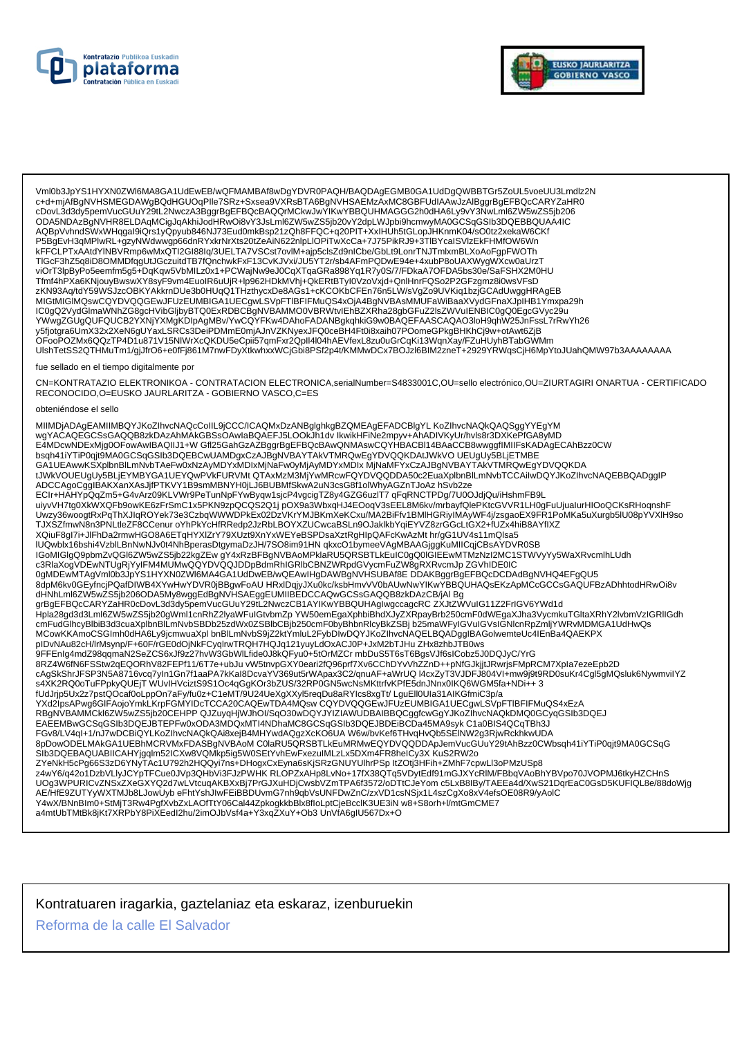Vml0b3JpYS1HYXN0ZWI6MA8GA1UdEwEB/wQFMAMBAf8wDgYDVR0PAQH/BAQDAgEGMB0GA1UdDgQWBBTGr5ZoUL5voeUU3Lmdlz2N
c+d+mjAfBgNVHSMEGDAWgBQdHGUOqPIle7SRz+Sxsea9VXRsBTA6BgNVHSAEMzAxMC8GBFUdIAAwJzAlBggrBgEFBQcCARYZaHR0
cDovL3d3dy5pemVucGUuY29tL2NwczA3BggrBgEFBQcBAQQrMCkwJwYIKwYBBQUHMAGGG2h0dHA6Ly9vY3NwLml6ZW5wZS5jb206
ODA5NDAzBgNVHR8ELDAqMCigJqAkhiJodHRwOi8vY3JsLml6ZW5wZS5jb20vY2dpLWJpbi9hcmwyMA0GCSqGSIb3DQEBBQUAA4IC
AQBpVvhndSWxWHqgal9iQrs1yQpyub846NJ73Eud0mkBsp21zQh8FFQC+q20PIT+XxIHUh5tGLopJHKnmK04/sO0tz2xekaW6CKf
P5BgEvH3qMPlwRL+gzyNWdwwgp66dnRYxkrNrXts20tZeAiN622nlpLlOPiTwXcCa+7J75PikRJ9+3TlBYcalSVlzEkFHMfOW6Wn
kFFCLPTxAAtdYlNBVRmp6wMxQTI2GI88Iq/3UELTA7VSCst7ovlM+ajp5clsZd9nICbe/GbLt9LonrTNJTmlxmBLXoAoFgpFWOTh
TlGcF3hZ5q8iD8OMMDfqgUtJGczuitdTB7fQnchwkFxF13CvKJVxi/JU5YT2r/sb4AFmPQDwE94e+4xubP8oUAXWygWXcw0aUrzT
viOrT3lpByPo5eemfm5g5+DqKqw5VbMILz0x1+PCWajNw9eJ0CqXTqaGRa898Yq1R7y0S/7/FDkaA7OFDA5bs30e/SaFSHX2M0HU
Tfmf4hPXa6KNjouyBwswXY8syF9vm4EuoIR6uUjR+lp962HDkMVhj+QkERtBTyl0VzoVxjd+QnlHnrFQSo2P2GFzgmz8i0wsVFsD
zKN93Aq/tdY59WSJzcOBKYAkkrnDUe3b0HUqQ1THzthycxDe8AGs1+cKCOKbCFEn76n5LW/sVgZo9UVKiq1bzjGCAdUwggHRAgEB
MIGtMIGlMQswCQYDVQQGEwJFUzEUMBIGA1UECgwLSVpFTlBFIFMuQS4xOjA4BgNVBAsMMUFaWiBaaXVydGFnaXJpIHB1Ymxpa29h
IC0gQ2VydGlmaWNhZG8gcHVibGljbyBTQ0ExRDBCBgNVBAMMO0VBRWtvIEhBZXRha28gbGFuZ2lsZWVulENBIC0gQ0EgcGVyc29u
YWwgZGUgQUFQUCB2YXNjYXMgKDIpAgMBv/YwCQYFKw4DAhoFADANBgkqhkiG9w0BAQEFAASCAQAO3loH9qhW25JnFssL7rRwYh26
y5fjotgra6UmX32x2XeN6gUYaxLSRCs3DeiPDMmE0mjAJnVZKNyexJFQ0ceBH4Ft0i8xaih07POomeGPkgBHKhCj9w+otAwt6ZjB
OFooPOZMx6QQzTP4D1u871V15NlWrXcQKDU5eCpii57qmFxr2QpIl4l04hAEVfexL8zu0uGrCqKi13WqnXay/FZuHUyhBTabGWMm
UlshTetSS2QTHMuTm1/gjJfrO6+e0fFj861M7nwFDyXtkwhxxWCjGbi8PSf2p4t/KMMwDCx7BOJzl6BIM2zneT+2929YRWqsCjH6MpYtoJUahQMW97b3AAAAAAAA

fue sellado en el tiempo digitalmente por

CN=KONTRATAZIO ELEKTRONIKOA - CONTRATACION ELECTRONICA,serialNumber=S4833001C,OU=sello electrónico,OU=ZIURTAGIRI ONARTUA - CERTIFICADO RECONOCIDO,O=EUSKO JAURLARITZA - GOBIERNO VASCO,C=ES

obteniéndose el sello

MIIMDjADAgEAMIIMBQYJKoZIhvcNAQcCoIIL9jCCC/ICAQMxDzANBglghkgBZQMEAgEFADCBlgYL KoZIhvcNAQkQAQSggYYEgYM
wgYACAQEGCSsGAQQB8zkDAzAhMAkGBSsOAwIaBQAEFJ5LOOkJh1dv IkwikHFiNe2mpyv+AhADIVKyUr/hvls8r3DXKePfGA8yMD
E4MDcwNDExMjg0OFowAwIBAQIIJ1+W Gfl25GahGzAZBggrBgEFBQcBAwQNMAswCQYHBACBl14BAaCCB8wwggfIMIIFsKADAgECAhBzz0CW
bsqh41iYTiP0qjt9MA0GCSqGSIb3DQEBCwUAMDgxCzAJBgNVBAYTAkVTMRQwEgYDVQQKDAtJWkVO UEUgUy5BLjETMBE
GA1UEAwwKSXplbnBlLmNvbTAeFw0xNzAyMDIxMjNaFw0yMjAyMDYxMDIx MjNaMFYxCzAJBgNVBAYTAkVTMRQwEgYDVQQKDA
tJWkVOUEUgUy5BLjEYMBYGA1UEYQwPVkFURVMt QTAxMzM3MjYwMRcwFQYDVQQDDA50c2EuaXplbnBlLmNvbTCCAiIwDQYJKoZIhvcNAQEBBQADggIP
ADCCAgoCggIBAKXanXAsJjfPTKVY1B9smMBNYH0jLJ6BUBMfSkwA2uN3csG8f1olWhyAGZnTJoAz hSvb2ze
ECIr+HAHYpQqZm5+G4vArz09KLVWr9PeTunNpFYwByqw1sjcP4vgcigTZ8y4GZG6uzIT7 qFqRNCTPDg/7U0OJdjQu/iHshmFB9L
uiyvVH7tg0XkWXQFb9owKE6zFrSmC1x5PKN9zpQCQS2Q1j pOX9a3WbxqHJ4EOoqV3sEEL8M6kv/mrbayfQlePKtcGVVR1LH0gFuUjualurHIOoQCKsRHoqnshF
Uwzy36woogtRxPqThXJlqROYek73e3CzbqWWWDPkEx02DzVKrYMJBKmXeKCxu/MA2BiFfv1BMIHGRiyIMAyWF4j/zsgaoEX9FR1PoMKa5uXurgb5lU08pYVXlH9so
TJXSZfmwN8n3PNLtleZF8CCenur oYhPkYcHfRRedp2JzRbLBOYXZUCwcaBSLn9OJaklkbYqiEYVZ8zrGGcLtGX2+fUZx4hiB8AYfIXZ
XQiuF8gI7i+JlFhDa2rmwHGO8A6ETqHYXlZrY79XUzt9XnYxWEYeBSPDsaXztRgHIpQAFcKwAzMt hr/gG1UV4s11mQlsa5
lUQwblx16bshi4VzblLBnNwNJv0t4NhBperasDtgymaDzJH/7SO8im91HN qkxcO1bymeeVAgMBAAGjggKuMIICqjCBsAYDVR0SB
IGoMIGlgQ9pbmZvQGl6ZW5wZS5jb22kgZEw gY4xRzBFBgNVBAoMPklaRU5QRSBTLkEuIC0gQ0lGIEEwMTMzNzI2MC1STWVyYy5WaXRvcmlhLUdh
c3RlaXogVDEwNTUgRjYylFM4MUMwQQYDVQQJDDpBdmRhIGRlbCBNZWRpdGVycmFuZW8gRXRvcmJp ZGVhIDE0IC
0gMDEwMTAgVml0b3JpYS1HYXN0ZWI6MA4GA1UdDwEB/wQEAwIHgDAWBgNVHSUBAf8E DDAKBggrBgEFBQcDCDAdBgNVHQ4EFgQU5
8dpM6kv0GEyfncjPQafDIWB4XYwHwYDVR0jBBgwFoAU HRxlDqjyJXu0kc/ksbHmvVV0bAUwNwYIKwYBBQUHAQsEKzApMCcGCCsGAQUFBzADhhtodHRwOi8v
dHNhLml6ZW5wZS5jb206ODA5My8wggEdBgNVHSAEggEUMIIBEDCCAQwGCSsGAQQB8zkDAzCB/jAl Bg
grBgEFBQcCARYZaHR0cDovL3d3dy5pemVucGUuY29tL2NwczCB1AYIKwYBBQUHAgIwgccagcRC ZXJtZWVuIG11Z2FrIGV6YWd1d
Hpla28gd3d3Lml6ZW5wZS5jb20gWml1cnRhZ2lyaWFuIGtvbmZp YW50emEgaXphbiBhdXJyZXRpayBrb250cmF0dWEgaXJha3VycmkuTGltaXRhY2lvbmVzIGRlIGdh
cmFudGlhcyBlbiB3d3cuaXplbnBlLmNvbSBDb25zdWx0ZSBlbCBjb250cmF0byBhbnRlcyBkZSBj b25maWFyIGVuIGVsIGNlcnRpZmljYWRvMDMGA1UdHwQs
MCowKKAmoCSGImh0dHA6Ly9jcmwuaXpl bnBlLmNvbS9jZ2ktYmluL2FybDIwDQYJKoZIhvcNAQELBQADggIBAGolwemteUc4lEnBa4QAEKPX
pIDvNAu82cH/lrMsynp/F+60F/rGE0dOjNkFCyqlrwTRQH7HQJq121yuyLdOxACJ0P+JxM2bTJHu ZHx8zhbJTB0ws
9FFEnlg4mdZ98qqmaN2SeZCS6xJf9z27hvW3GbWlLfide0J8kQFyu0+5tOrMZCr mbDuS5T6sT6BgsVJf6slCobz5J0DQJyC/YrG
8RZ4W6fN6FSStw2qEQORhV82FEPf11/6T7e+ubJu vW5tnvpGXY0eari2fQ96prf7Xv6CChDYvVhZZnD++pNfGJkjjtJRwrjsFMpRCM7Xpla7ezeEpb2D
cAgSkShrJFSP3N5A8716vcq7yln1Gn7f1aaPA7kKal8DcvaYV369ut5rWApax3C2/qnuAF+aWrUQ l4cxZyT3VJDFJ804Vl+mw9j9t9RD0suKr4Cgl5gMQsluk6NywmvilYZ
s4XK2RQ0oTuFPpkyQUEjT WUvIHVciztS9S1Oc4qGgKOr3bZUS/32RP0GN5wcNsMKttrfvKPfE5dnJNnx0IKQ6WGM5fa+NDi++ 3
fUdJrjp5Ux2z7pstQOcaf0oLppOn7aFy/fu0z+C1eMT/9U24UeXgXXyl5reqDu8aRYlcs8xgTt/ LguEll0Ula31AlKGfmiC3p/a
YXd2lpsAPwg6GIFAojoYmkLKrpFGMYIDcTCCA20CAQEwTDA4MQsw CQYDVQQGEwJFUzEUMBIGA1UECgwLSVpFTlBFIFMuQS4xEzA
RBgNVBAMMCkl6ZW5wZS5jb20CEHPP QJZuyqHjWJhOI/SqO30wDQYJYIZIAWUDBAIBBQCggfcwGgYJKoZIhvcNAQkDMQ0GCyqGSIb3DQEJ
EAEEMBwGCSqGSIb3DQEJBTEPFw0xODA3MDQxMTI4NDhaMC8GCSqGSIb3DQEJBDEiBCDa45MA9syk C1a0BIS4QCqTBh3J
FGv8/LV4ql+1/nJ7wDCBiQYLKoZIhvcNAQkQAi8xejB4MHYwdAQgzXcKO6UA W6w/bvKef6THvqHvQb5SElNW2g3RjwRckhkwUDA
8pDowODELMAkGA1UEBhMCRVMxFDASBgNVBAoM C0laRU5QRSBTLkEuMRMwEQYDVQQDDApJemVucGUuY29tAhBzz0CWbsqh41iYTiP0qjt9MA0GCSqG
SIb3DQEBAQUABIICAHYjgqlm52ICXw8VQMkp5ig5W0SEtYvhEwFxezulMLzLx5DXm4FR8heICy3X KuS2RW2o
ZYeNkH5cPg66S3zD6YNyTAc1U792h2HQQyi7ns+DHogxCxEyna6sKjSRzGNUYUlhrPSp ltZOtj3HFih+ZMhF7cpwLl3oPMzUSp8
z4wY6/q42o1DzbVLlyJCYpTFCue0JVp3QHbVi3FJzPWHK RLOPZxAHp8LvNo+17fX38QTq5VDytEdf91mGJXYcRlM/FBbqVAoBhYBVpo70JVOPMJ6tkyHZCHnS
UOg3WPURICvZNSxZXeGXYQ2d7wLVtcuqAKBXxBj7PrGJXuHDjCwsbVZmTPA6f3572/oDTtCJeYom c5LxB8IBy/TAEEa4d/XwS21DqrEaC0GsD5KUFIQL8e/88doWjg
AE/HfE9ZUTYyWXTMJb8LJowUyb eFhtYshJIwFEiBBDUvmG7nh9qbVsUNFDwZnC/zxVD1csNSjx1L4szCgXo8xV4efsOE08R9/yAolC
Y4wX/BNnBIm0+StMjT3Rw4PgfXvbZxLAOfTtY06Cal44ZpkogkkbBlx8fIoLptCjeBcclK3UE3iN w8+S8orh+l/mtGmCME7
a4mtUbTMtBk8jKt7XRPbY8PiXEedI2hu/2imOJbVsf4a+Y3xqZXuY+Ob3 UnVfA6gIU567Dx+O

Kontratuaren iragarkia, gaztelaniaz eta eskaraz, izenburuekin

Reforma de la calle El Salvador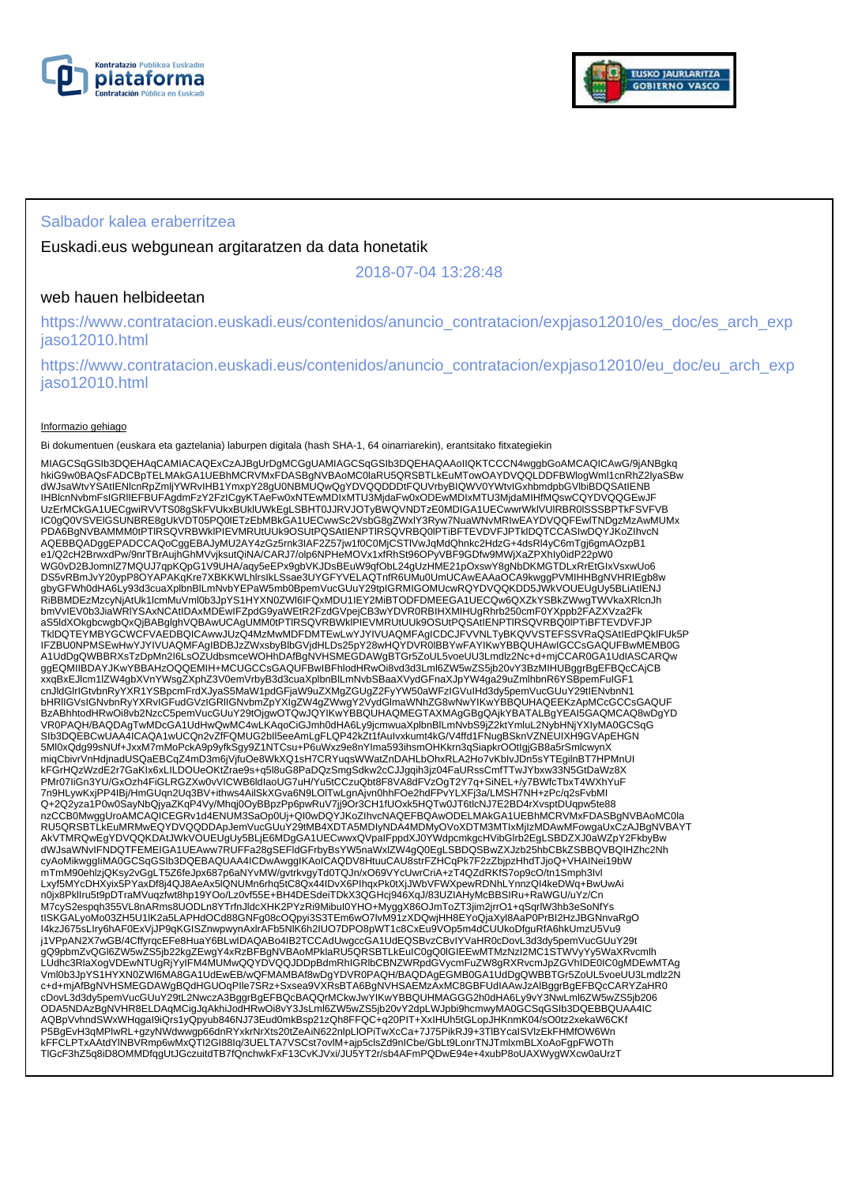Salbador kalea eraberritzea

Euskadi.eus webgunean argitaratzen da data honetatik

2018-07-04 13:28:48

web hauen helbideetan

https://www.contratacion.euskadi.eus/contenidos/anuncio_contratacion/expjaso12010/es_doc/es_arch_expjaso12010.html

https://www.contratacion.euskadi.eus/contenidos/anuncio_contratacion/expjaso12010/eu_doc/eu_arch_expjaso12010.html

Informazio gehiago

Bi dokumentuen (euskara eta gaztelania) laburpen digitala (hash SHA-1, 64 oinarriarekin), erantsitako fitxategiekin

MIAGCSqGSIb3DQEHAqCAMIACAQExCzAJBgUrDgMCGgUAMIAGCSqGSIb3DQEHAQAAoIIQKTCCCN4wggbGoAMCAQICAwG/9jANBgkq
hkiG9w0BAQsFADCBpTELMAkGA1UEBhMCRVMxFDASBgNVBAoMC0laRU5QRSBTLkEuMTowOAYDVQQLDDFBWlogWml1cnRhZ2lyaSBw
dWJsaWtvYSAtIENlcnRpZmljYWRvIHB1YmxpY28gU0NBMUQwQgYDVQQDDDtFQUVrbyBIQWV0YWtvIGxhbmdpbGVlbiBDQSAtIENB
IHBlcnNvbmFsIGRlIEFBUFAgdmFzY2FzICgyKTAeFw0xNTEwMDIxMTU3MjdaFw0xODEwMDIxMTU3MjdaMIHfMQswCQYDVQQGEwJF
UzErMCkGA1UECgwiRVVTS08gSkFVUkxBUklUWkEgLSBHT0JJRVJOTyBWQVNDTzE0MDIGA1UECwwrWklVUlRBR0lSSSBPTkFSVFVB
IC0gQ0VSVElGSUNBRE8gUkVDT05PQ0lETzEbMBkGA1UECwwSc2VsbG8gZWxlY3Ryw7NuaWNvMRIwEAYDVQQFEwlTNDgzMzAwMUMx
PDA6BgNVBAMMM0tPTlRSQVRBWklPIEVMRUtUUk9OSUtPQSAtIENPTlRSQVRBQ0lPTiBFTEVDVFJPTklDQTCCASIwDQYJKoZIhvcN
AQEBBQADggEPADCCAQoCggEBAJyMU2AY4zGz5rnk3IAF2Z57jw1f0C0MjCSTIVwJqMdQhnkc2HdzG+4dsRl4yC6mTgj6gmAOzpB1
e1/Q2cH2BrwxdPw/9nrTBrAujhGhMVvjksutQiNA/CARJ7/olp6NPHeMOVx1xfRhSt96OPyVBF9GDfw9MWjXaZPXhly0idP22pW0
WG0vD2BJomnlZ7MQUJ7qpKQpG1V9UHA/aqy5eEPx9gbVKJDsBEuW9qfObL24gUzHME21pOxswY8gNbDKMGTDLxRrEtGlxVsxwUo6
DS5vRBmJvY20ypP8OYAPAKqKre7XBKKWLhlrsIkLSsae3UYGFYVELAQTnfR6UMu0UmUCAwEAAaOCA9kwggPVMIHHBgNVHRIEgb8w
gbyGFWh0dHA6Ly93d3cuaXplbnBlLmNvbYEPaW5mb0BpemVucGUuY29tpIGRMIGOMUcwRQYDVQQKDD5JWkVOUEUgUy5BLiAtIENJ
RiBBMDEzMzcyNjAtUk1lcmMuVml0b3JpYS1HYXN0ZWl6IFQxMDU1IEY2MiBTODFDMEEGA1UECQw6QXZkYSBkZWwgTWVkaXRlcnJh
bmVvIEV0b3JiaWRlYSAxNCAtIDAxMDEwIFZpdG9yaWEtR2FzdGVpejCB3wYDVR0RBIHXMIHUgRhrb250cmF0YXppb2FAZXVza2Fk
aS5ldXOkgbcwgbQxQjBABglghVQBAwUCAgUMM0tPTlRSQVRBWklPIEVMRUtUUk9OSUtPQSAtIENPTlRSQVRBQ0lPTiBFTEVDVFJP
TklDQTEYMBYGCWCFVAEDBQICAwwJUzQ4MzMwMDFDMTEwLwYJYIVUAQMFAgICDCJFVVNLTyBKQVVSTEFSSVRaQSAtIEdPQklFUk5P
IFZBU0NPMSEwHwYJYIVUAQMFAgIBDBJzZWxsbyBlbGVjdHLDs25pY28wHQYDVR0lBBYwFAYIKwYBBQUHAwIGCCsGAQUFBwMEMB0G
A1UdDgQWBBRXsTzDpMn2I6LsOZUdbsmceWOHhDAfBgNVHSMEGDAWgBTGr5ZoUL5voeUU3Lmdlz2Nc+d+mjCCAR0GA1UdIASCARQw
ggEQMIIBDAYJKwYBBAHzOQQEMIH+MCUGCCsGAQUFBwIBFhlodHRwOi8vd3d3Lml6ZW5wZS5jb20vY3BzMIHUBggrBgEFBQcCAjCB
xxqBxEJlcm1lZW4gbXVnYWsgZXphZ3V0emVrbyB3d3cuaXplbnBlLmNvbSBaaXVydGFnaXJpYW4ga29uZmlhbnR6YSBpemFuIGF1
cnJldGlrIGtvbnRyYXR1YSBpcmFrdXJyaS5MaW1pdGFjaW9uZXMgZGUgZ2FyYW50aWFzIGVuIHd3dy5pemVucGUuY29tIENvbnN1
bHRlIGVsIGNvbnRyYXRvIGFudGVzIGRlIGNvbmZpYXIgZW4gZWwgY2VydGlmaWNhZG8wNwYIKwYBBQUHAQEEKzApMCcGCCsGAQUF
BzABhhtodHRwOi8vb2NzcC5pemVucGUuY29tOjgwOTQwJQYIKwYBBQUHAQMEGTAXMAgGBgQAjkYBATALBgYEAI5GAQMCAQ8wDgYD
VR0PAQH/BAQDAgTwMDcGA1UdHwQwMC4wLKAqoCiGJmh0dHA6Ly9jcmwuaXplbnBlLmNvbS9jZ2ktYmluL2NybHNjYXlyMA0GCSqG
SIb3DQEBCwUAA4ICAQA1wUCQn2vZfFQMUG2bll5eeAmLgFLQP42kZt1fAulvxkumt4kG/V4ffd1FNugBSknVZNEUIXH9GVApEHGN
5MI0xQdg99sNUf+JxxM7mMoPckA9p9yfkSgy9Z1NTCsu+P6uWxz9e8nYlma593ihsmOHKkrn3qSiapkrOOtlgjGB8a5rSmlcwynX
miqCbivrVnHdjnadUSQaEBCqZ4mD3m6jVjfuOe8WkXQ1sH7CRYuqsWWatZnDAHLbOhxRLA2Ho7vKblvJDn5sYTEgilnBT7HPMnUI
kFGrHQzWzdE2r7GaKlx6xLILDOUeOKtZrae9s+q5l8uG8PaDQzSmgSdkw2cCJJgqih3jz04FaURssCmfTTwJYbxw33N5GtDaWz8X
PMr07IiGn3YU/GxOzh4FiGLRGZXw0vVICWB6ldIaoUG7uH/Yu5tCCzuQbt8F8VA8dFVzOgT2Y7q+SiNEL+/y7BWfcTbxT4WXhYuF
7n9HLywKxjPP4lBj/HmGUqn2Uq3BV+ithws4AilSkXGva6N9LOlTwLgnAjvn0hhFOe2hdFPvYLXFj3a/LMSH7NH+zPc/q2sFvbMI
Q+2Q2yza1P0w0SayNbQjyaZKqP4Vy/Mhqj0OyBBpzPp6pwRuV7jj9Or3CH1fUOxk5HQTw0JT6tlcNJ7E2BD4rXvsptDUqpw5te88
nzCCB0MwggUroAMCAQICEGRv1d4ENUM3SaOp0Uj+QI0wDQYJKoZIhvcNAQEFBQAwODELMAkGA1UEBhMCRVMxFDASBgNVBAoMC0la
RU5QRSBTLkEuMRMwEQYDVQQDDApJemVucGUuY29tMB4XDTA5MDIyNDA4MDMyOVoXDTM3MTIxMjIzMDAwMFowgaUxCzAJBgNVBAYT
AkVTMRQwEgYDVQQKDAtJWkVOUEUgUy5BLjE6MDgGA1UECwwxQVpaIFppdXJ0YWdpcmkgcHVibGlrb2EgLSBDZXJ0aWZpY2FkbyBw
dWJsaWNvIFNDQTFEMEIGA1UEAww7RUFFa28gSEFIdGFrbyBsYW5naWxlZW4gQ0EgLSBDQSBwZXJzb25hbCBkZSBBQVBQIHZhc2Nh
cyAoMikwggIiMA0GCSqGSIb3DQEBAQUAA4ICDwAwggIKAoICAQDV8HtuuCAU8strFZHCqPk7F2zZbjpzHhdTJjoQ+VHAINei19bW
mTmM90ehlzjQKsy2vGgLT5Z6feJpx687p6aNYvMW/gvtrkvgyTd0TQJn/xO69VYcUwrCriA+zT4QZdRKfS7op9cO/tn1Smph3lvl
Lxyf5MYcDHXyix5PYaxDf8j4QJ8AeAx5lQNUMn6rhq5tC8Qx44lDvX6PIhqxPk0tXjJWbVFWXpewRDNhLYnnzQl4keDWq+BwUwAi
n0jx8Pklru5t9pDTraMVuqzfwt8hp19YOo/Lz0vf55E+BH4DESdeiTDkX3QGHcj946XqJ/83UZIAHyMcBBSIRu+RaWGU/uYz/Cn
M7cyS2espqh355VL8nARms8UODLn8YTrfnJldcXHK2PYzRi9Mibul0YHO+MyggX86OJmToZT3jim2jrrO1+qSqrlW3hb3eSoNfYs
tISKGALyoMo03ZH5U1lK2a5LAPHdOCd88GNFg08cOQpyi3S3TEm6wO7lvM91zXDQwjHH8EYoQjaXyl8AaP0PrBI2HzJBGNnvaRgO
I4kzJ675sLlry6hAF0ExVjJP9qKGISZnwpwynAxlrAFb5NlK6h2lUO7DPO8pWT1c8CxEu9VOp5m4dCUUkoDfguRfA6hkUmzU5Vu9
j1VPpAN2X7wGB/4CffyrqcEFe8HuaY6BLwlDAQABo4IB2TCCAdUwgccGA1UdEQSBvzCBvIYVaHR0cDovL3d3dy5pemVucGUuY29t
gQ9pbmZvQGl6ZW5wZS5jb22kgZEwgY4xRzBFBgNVBAoMPklaRU5QRSBTLkEuIC0gQ0lGIEEwMTMzNzI2MC1STWVyYy5WaXRvcmlh
LUdhc3RlaXogVDEwNTUgRjYyIFM4MUMwQQYDVQQJDDpBdmRhIGRlbCBNZWRpdGVycmFuZW8gRXRvcmJpZGVhIDE0ICOgMDEwMTAg
Vml0b3JpYS1HYXN0ZWl6MA8GA1UdEwEB/wQFMAMBAf8wDgYDVR0PAQH/BAQDAgEGMB0GA1UdDgQWBBTGr5ZoUL5voeUU3Lmdlz2N
c+d+mjAfBgNVHSMEGDAWgBQdHGUOqPIle7SRz+Sxsea9VXRsBTA6BgNVHSAEMzAxMC8GBFUdIAAwJzAlBggrBgEFBQcCARYZaHR0
cDovL3d3dy5pemVucGUuY29tL2NwczA3BggrBgEFBQcBAQQrMCkwJwYIKwYBBQUHMAGGG2h0dHA6Ly9vY3NwLml6ZW5wZS5jb206
ODA5NDAzBgNVHR8ELDAqMCigJqAkhiJodHRwOi8vY3JsLml6ZW5wZS5jb20vY2dpLWJpbi9hcmwyMA0GCSqGSIb3DQEBBQUAA4IC
AQBpVvhndSWxWHqgaI9iQrs1yQpyub846NJ73Eud0mkBsp21zQh8FFQC+q20PIT+XxIHUh5tGLopJHKnmK04/sO0tz2xekaW6CKf
P5BgEvH3qMPlwRL+gzyNWdwwgp66dnRYxkrNrXts20tZeAiN622nlpLlOPiTwXcCa+7J75PikRJ9+3TlBYcalSVlzEkFHMfOW6Wn
kFFCLPTxAAtdYINBVRmp6wMxQTI2GI88Iq/3UELTA7VSCst7ovlM+ajp5clsZd9nICbe/GbLt9LonrTNJTmlxmBLXoAoFgpFWOTh
TlGcF3hZ5q8iD8OMMDfqgUtJGczuitdTB7fQnchwkFxF13CvKJVxi/JU5YT2r/sb4AFmPQDwE94e+4xubP8oUAXWygWXcw0aUrzT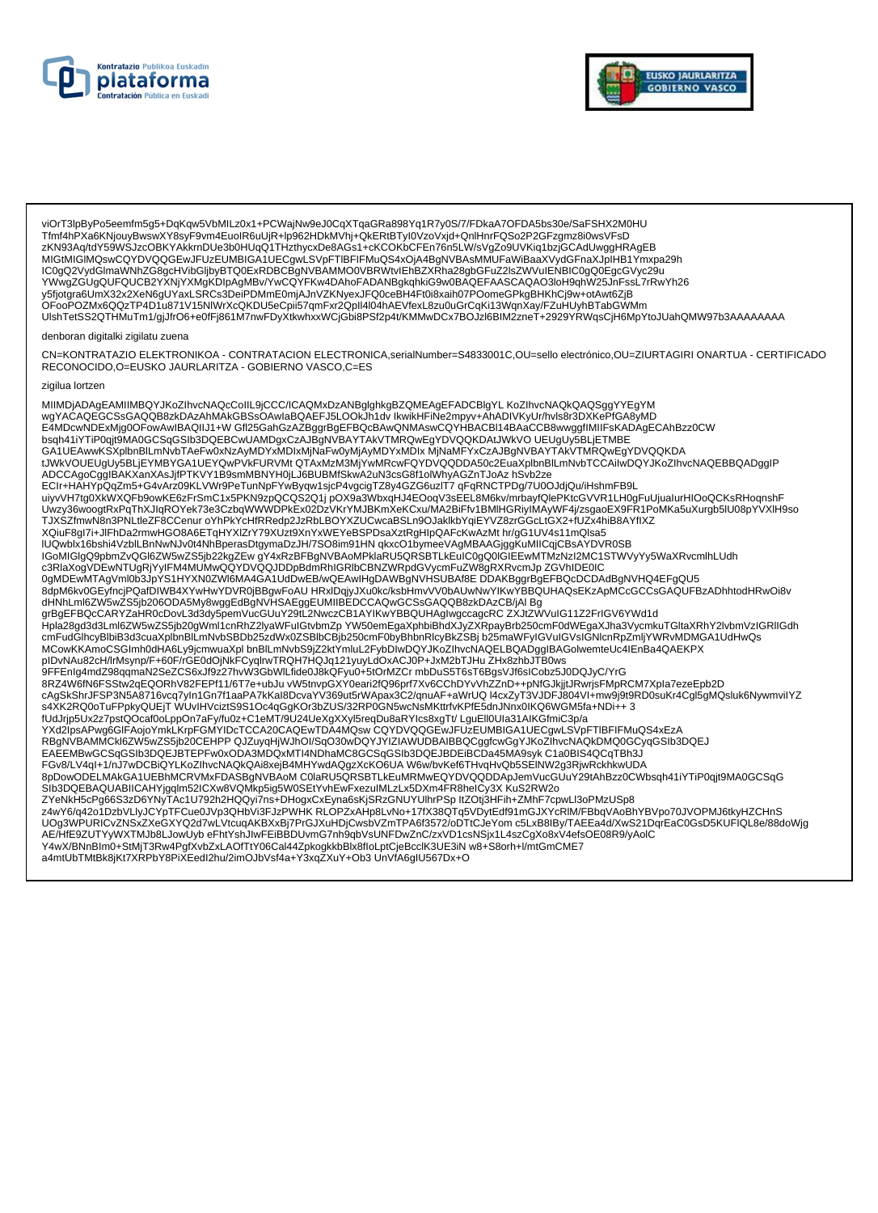viOrT3lpByPo5eemfm5g5+DqKqw5VbMILz0x1+PCWajNw9eJ0CqXTqaGRa898Yq1R7y0S/7/FDkaA7OFDA5bs30e/SaFSHX2M0HU
Tfmf4hPXa6KNjouyBwswXY8syF9vm4EuolR6uUjR+lp962HDkMVhj+QkERtBTyI0VzoVxjd+QnlHnrFQSo2P2GFzgmz8i0wsVFsD
zKN93Aq/tdY59WSJzcOBKYAkkrnDUe3b0HUqQ1THzthycxDe8AGs1+cKCOKbCFEn76n5LW/sVgZo9UVKiq1bzjGCAdUwggHRAgEB
MIGtMIGlMQswCQYDVQQGEwJFUzEUMBIGA1UECgwLSVpFTlBFIFMuQS4xOjA4BgNVBAsMMUFaWiBaaXVydGFnaXJpIHB1Ymxpa29h
IC0gQ2VydGlmaWNhZG8gcHVibGljbyBTQ0ExRDBCBgNVBAMMO0VBRWtvIEhBZXRha28gbGFuZ2lsZWVuIENBIC0gQ0EgcGVyc29u
YWwgZGUgQUFQUCB2YXNjYXMgKDIpAgMBv/YwCQYFKw4DAhoFADANBgkqhkiG9w0BAQEFAASCAQAO3loH9qhW25JnFssL7rRwYh26
y5fjotgra6UmX32x2XeN6gUYaxLSRCs3DeiPDMmE0mjAJnVZKNyexJFQ0ceBH4Ft0i8xaih07POomeGPkgBHKhCj9w+otAwt6ZjB
OFooPOZMx6QQzTP4D1u871V15NlWrXcQKDU5eCpii57qmFxr2QpIl4l04hAEVfexL8zu0uGrCqKi13WqnXay/FZuHUyhBTabGWMm
UlshTetSS2QTHMuTm1/gjJfrO6+e0fFj861M7nwFDyXtkwhxxWCjGbi8PSf2p4t/KMMwDCx7BOJzl6BIM2zneT+2929YRWqsCjH6MpYtoJUahQMW97b3AAAAAAAA

denboran digitalki zigilatu zuena

CN=KONTRATAZIO ELEKTRONIKOA - CONTRATACION ELECTRONICA,serialNumber=S4833001C,OU=sello electrónico,OU=ZIURTAGIRI ONARTUA - CERTIFICADO RECONOCIDO,O=EUSKO JAURLARITZA - GOBIERNO VASCO,C=ES

zigilua lortzen

MIIMDjADAgEAMIIMBQYJKoZIhvcNAQcCoIIL9jCCC/ICAQMxDzANBglghkgBZQMEAgEFADCBlgYL KoZIhvcNAQkQAQSggYYEgYM
wgYACAQEGCSsGAQQB8zkDAzAhMAkGBSsOAwIaBQAEFJ5LOOkJh1dv IkwikHFiNe2mpyv+AhADIVKyUr/hvls8r3DXKePfGA8yMD
E4MDcwNDExMjg0OFowAwIBAQIIJ1+W Gfl25GahGzAZBggrBgEFBQcBAwQNMAswCQYHBACBl14BAaCCB8wwggfIMIIFsKADAgECAhBzz0CW
bsqh41iYTiP0qjt9MA0GCSqGSIb3DQEBCwUAMDgxCzAJBgNVBAYTAkVTMRQwEgYDVQQKDAtJWkVO UEUgUy5BLjETMBE
GA1UEAwwKSXplbnBlLmNvbTAeFw0xNzAyMDYxMDIxMjNaFw0yMjAyMDYxMDIx MjNaMFYxCzAJBgNVBAYTAkVTMRQwEgYDVQQKDA
tJWkVOUEUgUy5BLjEYMBYGA1UEYQwPVkFURVMt QTAxMzM3MjYwMRcwFQYDVQQDDA50c2EuaXplbnBlLmNvbTCCAiIwDQYJKoZIhvcNAQEBBQADggIP
ADCCAgoCggIBAKXanXAsJjfPTKVY1B9smMBNYH0jLJ6BUBMfSkwA2uN3csG8f1olWhyAGZnTJoAz hSvb2ze
ECIr+HAHYpQqZm5+G4vArz09KLVWr9PeTunNpFYwByqw1sjcP4vgcigTZ8y4GZG6uzIT7 qFqRNCTPDg/7U0OJdjQu/iHshmFB9L
uiyvVH7tg0XkWXQFb9owKE6zFrSmC1x5PKN9zpQCQS2Q1j pOX9a3WbxqHJ4EOoqV3sEEL8M6kv/mrbayfQlePKtcGVVR1LH0gFuUjualurHlOoQCKsRHoqnshF
Uwzy36woogtRxPqThXJlqROYek73e3CzbqWWWDPkEx02DzVKrYMJBKmXeKCxu/MA2BiFfv1BMlHGRiylMAyWF4j/zsgaoEX9FR1PoMKa5uXurgb5lU08pYVXlH9so
TJXSZfmwN8n3PNLtleZF8CCenur oYhPkYcHfRRedp2JzRbLBOYXZUCwcaBSLn9OJaklkbYqiEYVZ8zrGGcLtGX2+fUZx4hiB8AYfIXZ
XQiuF8gI7i+JlFhDa2rmwHGO8A6ETqHYXlZrY79XUzt9XnYxWEYeBSPDsaXztRgHlpQAFcKwAzMt hr/gG1UV4s11mQlsa5
lUQwblx16bshi4VbLlLBnNwNJv0t4NhBperasDtgymaDzJH/7SO8im91HN qkxcO1bymeeVAgMBAAGjggKuMIICqjCBsAYDVR0SB
IGoMIGlgQ9pbmZvQGl6ZW5wZS5jb22kgZEw gY4xRzBFBgNVBAoMPklaRU5QRSBTLkEuIC0gQ0lGIEEwMTMzNzI2MC1STWVyYy5WaXRvcmlhLUdh
c3RlaXogVDEwNTUgRjYyIFM4MUMwQQYDVQQJDDpBdmRhIGRlbCBNZWRpdGVycmFuZW8gRXRvcmJp ZGVhIDE0IC
0gMDEwMTAgVml0b3JpYS1HYXN0ZWl6MA4GA1UdDwEB/wQEAwIHgDAWBgNVHSUBAf8E DDAKBggrBgEFBQcDCDAdBgNVHQ4EFgQU5
8dpM6kv0GEyfncjPQafDIWB4XYwHwYDVR0jBBgwFoAU HRxlDqjyJXu0kc/ksbHmvVV0bAUwNwYIKwYBBQUHAQsEKzApMCcGCCsGAQUFBzADhhtodHRwOi8v
dHNhLml6ZW5wZS5jb206ODA5My8wggEdBgNVHSAEggEUMIIBEDCCAQwGCSsGAQQB8zkDAzCB/jAl Bg
grBgEFBQcCARYZaHR0cDovL3d3dy5pemVucGUuY29tL2NwczCB1AYIKwYBBQUHAgIwgccagcFC ZXJtZWVuIG11Z2FrIGV6YWd1d
Hpla28gd3d3Lml6ZW5wZS5jb20gWml1cnRhZ2lyaWFuIGtvbmZp YW50emEgaXphbiBhdXJyZXRpayBrb250cmF0dWEgaXJha3VycmkuTGltaXRhY2lvbmVzIGRlIGdh
cmFudGlhcyBlbiB3d3cuaXplbnBlLmNvbSBDb25zdWx0ZSBlbCBjb250cmF0byBhbnRlcyBkZSBj b25maWFyIGVuIGVsIGNlcnRpZmljYWRvMDMGA1UdHwQs
MCowKKAmoCSGImh0dHA6Ly9jcmwuaXpl bnBlLmNvbS9jZ2ktYmluL2FybDIwDQYJKoZIhvcNAQELBQADggIBAGolwemteUc4IEnBa4QAEKPX
plDvNAu82cH/lrMsynp/F+60F/rGE0dOjNkFCyqlrwTRQH7HQJq121yuyLdOxACJ0P+JxM2bTJHu ZHx8zhbJTB0ws
9FFEnlg4mdZ98qqmaN2SeZCS6xJf9z27hvW3GbWlLfide0J8kQFyu0+5tOrMZCr mbDuS5T6sT6BgsVJf6slCobz5J0DQJyC/YrG
8RZ4W6fN6FSStw2qEQORhV82FEPf11/6T7e+ubJu vW5tnvpGXY0eari2fQ96prf7Xv6CChDYvVhZZnD++pNfGJkjjtJRwrjsFMpRCM7Xpla7ezeEpb2D
cAgSkShrJFSP3N5A8716vcq7yln1Gn7f1aaPA7kKal8DcvaYV369ut5rWApax3C2/qnuAF+aWrUQ l4cxZyT3VJDFJ804VI+mw9j9t9RD0suKr4Cgl5gMQsluk6NywmviIYZ
s4XK2RQ0oTuFPpkyQUEjT WUvIHVciztS9S1Oc4qGgKOr3bZUS/32RP0GN5wcNsMKttrfvKPfE5dnJNnx0IKQ6WGM5fa+NDi++ 3
fUdJrjp5Ux2z7pstQOcaf0oLppOn7aFy/fu0z+C1eMT/9U24UeXgXXyl5reqDu8aRYIcs8xgTt/ LguEll0Ula31AIKGfmiC3p/a
YXd2lpsAPwg6GlFAojoYmkLKrpFGMYIDcTCCA20CAQEwTDA4MQsw CQYDVQQGEwJFUzEUMBIGA1UECgwLSVpFTlBFIFMuQS4xEzA
RBgNVBAMMCkl6ZW5wZS5jb20CEHPP QJZuyqHjWJhOI/SqO30wDQYJYIZIAWUDBAIBBQCggfcwGgYJKoZIhvcNAQkDMQ0GCyqGSIb3DQEJ
EAEEMBwGCSqGSIb3DQEJBTEPFw0xODA3MDQxMTI4NDhaMC8GCSqGSIb3DQEJBDEiBCDa45MA9syk C1a0BIS4QCqTBh3J
FGv8/LV4qI+1/nJ7wDCBiQYLKoZIhvcNAQkQAi8xejB4MHYwdAQgzXcKO6UA W6w/bvKef6THvqHvQb5SElNW2g3RjwRckhkwUDA
8pDowODELMAkGA1UEBhMCRVMxFDASBgNVBAoM C0laRU5QRSBTLkEuMRMwEQYDVQQDDApJemVucGUuY29tAhBzz0CWbsqh41iYTiP0qjt9MA0GCSqG
SIb3DQEBAQUABIICAHYjgqlm52ICXw8VQMkp5ig5W0SEtYvhEwFxezulMLzLx5DXm4FR8helCy3X KuS2RW2o
ZYeNkH5cPg66S3zD6YNyTAc1U792h2HQQyi7ns+DHogxCxEyna6sKjSRzGNUYUlhrPSp ItZOtj3HFih+ZMhF7cpwLl3oPMzUSp8
z4wY6/q42o1DzbVLlyJCYpTFCue0JVp3QHbVi3FJzPWHK RLOPZxAHp8LvNo+17fX38QTq5VDytEdf91mGJXYcRlM/FBbqVAoBhYBVpo70JVOPMJ6tkyHZCHnS
UOg3WPURlCvZNSxZXeGXYQ2d7wLVtcuqAKBXxBj7PrGJXuHDjCwsbVZmTPA6f3572/oDTtCJeYom c5LxB8IBy/TAEEa4d/XwS21DqrEaC0GsD5KUFIQL8e/88doWjg
AE/HfE9ZUTYyWXTMJb8LJowUyb eFhtYshJIwFEiBBDUvmG7nh9qbVsUNFDwZnC/zxVD1csNSjx1L4szCgXo8xV4efsOE08R9/yAolC
Y4wX/BNnBlm0+StMjT3Rw4PgfXvbZxLAOfTtY06Cal44ZpkogkkbBlx8fIoLptCjeBcclK3UE3iN w8+S8orh+l/mtGmCME7
a4mtUbTMtBk8jKt7XRPbY8PiXEedI2hu/2imOJbVsf4a+Y3xqZXuY+Ob3 UnVfA6gIU567Dx+O